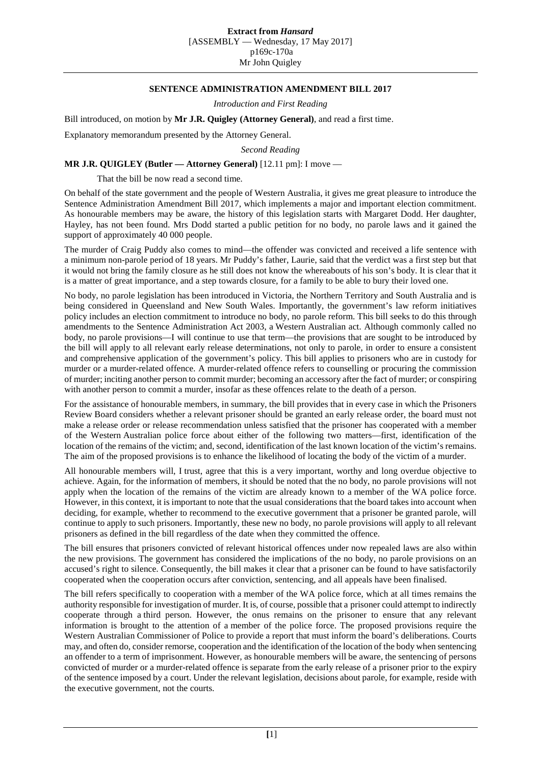**Extract from *Hansard***
[ASSEMBLY — Wednesday, 17 May 2017]
p169c-170a
Mr John Quigley

## SENTENCE ADMINISTRATION AMENDMENT BILL 2017

*Introduction and First Reading*

Bill introduced, on motion by **Mr J.R. Quigley (Attorney General)**, and read a first time.

Explanatory memorandum presented by the Attorney General.

*Second Reading*

**MR J.R. QUIGLEY (Butler — Attorney General)** [12.11 pm]: I move —

> That the bill be now read a second time.

On behalf of the state government and the people of Western Australia, it gives me great pleasure to introduce the Sentence Administration Amendment Bill 2017, which implements a major and important election commitment. As honourable members may be aware, the history of this legislation starts with Margaret Dodd. Her daughter, Hayley, has not been found. Mrs Dodd started a public petition for no body, no parole laws and it gained the support of approximately 40 000 people.

The murder of Craig Puddy also comes to mind—the offender was convicted and received a life sentence with a minimum non-parole period of 18 years. Mr Puddy's father, Laurie, said that the verdict was a first step but that it would not bring the family closure as he still does not know the whereabouts of his son's body. It is clear that it is a matter of great importance, and a step towards closure, for a family to be able to bury their loved one.

No body, no parole legislation has been introduced in Victoria, the Northern Territory and South Australia and is being considered in Queensland and New South Wales. Importantly, the government's law reform initiatives policy includes an election commitment to introduce no body, no parole reform. This bill seeks to do this through amendments to the Sentence Administration Act 2003, a Western Australian act. Although commonly called no body, no parole provisions—I will continue to use that term—the provisions that are sought to be introduced by the bill will apply to all relevant early release determinations, not only to parole, in order to ensure a consistent and comprehensive application of the government's policy. This bill applies to prisoners who are in custody for murder or a murder-related offence. A murder-related offence refers to counselling or procuring the commission of murder; inciting another person to commit murder; becoming an accessory after the fact of murder; or conspiring with another person to commit a murder, insofar as these offences relate to the death of a person.

For the assistance of honourable members, in summary, the bill provides that in every case in which the Prisoners Review Board considers whether a relevant prisoner should be granted an early release order, the board must not make a release order or release recommendation unless satisfied that the prisoner has cooperated with a member of the Western Australian police force about either of the following two matters—first, identification of the location of the remains of the victim; and, second, identification of the last known location of the victim's remains. The aim of the proposed provisions is to enhance the likelihood of locating the body of the victim of a murder.

All honourable members will, I trust, agree that this is a very important, worthy and long overdue objective to achieve. Again, for the information of members, it should be noted that the no body, no parole provisions will not apply when the location of the remains of the victim are already known to a member of the WA police force. However, in this context, it is important to note that the usual considerations that the board takes into account when deciding, for example, whether to recommend to the executive government that a prisoner be granted parole, will continue to apply to such prisoners. Importantly, these new no body, no parole provisions will apply to all relevant prisoners as defined in the bill regardless of the date when they committed the offence.

The bill ensures that prisoners convicted of relevant historical offences under now repealed laws are also within the new provisions. The government has considered the implications of the no body, no parole provisions on an accused's right to silence. Consequently, the bill makes it clear that a prisoner can be found to have satisfactorily cooperated when the cooperation occurs after conviction, sentencing, and all appeals have been finalised.

The bill refers specifically to cooperation with a member of the WA police force, which at all times remains the authority responsible for investigation of murder. It is, of course, possible that a prisoner could attempt to indirectly cooperate through a third person. However, the onus remains on the prisoner to ensure that any relevant information is brought to the attention of a member of the police force. The proposed provisions require the Western Australian Commissioner of Police to provide a report that must inform the board's deliberations. Courts may, and often do, consider remorse, cooperation and the identification of the location of the body when sentencing an offender to a term of imprisonment. However, as honourable members will be aware, the sentencing of persons convicted of murder or a murder-related offence is separate from the early release of a prisoner prior to the expiry of the sentence imposed by a court. Under the relevant legislation, decisions about parole, for example, reside with the executive government, not the courts.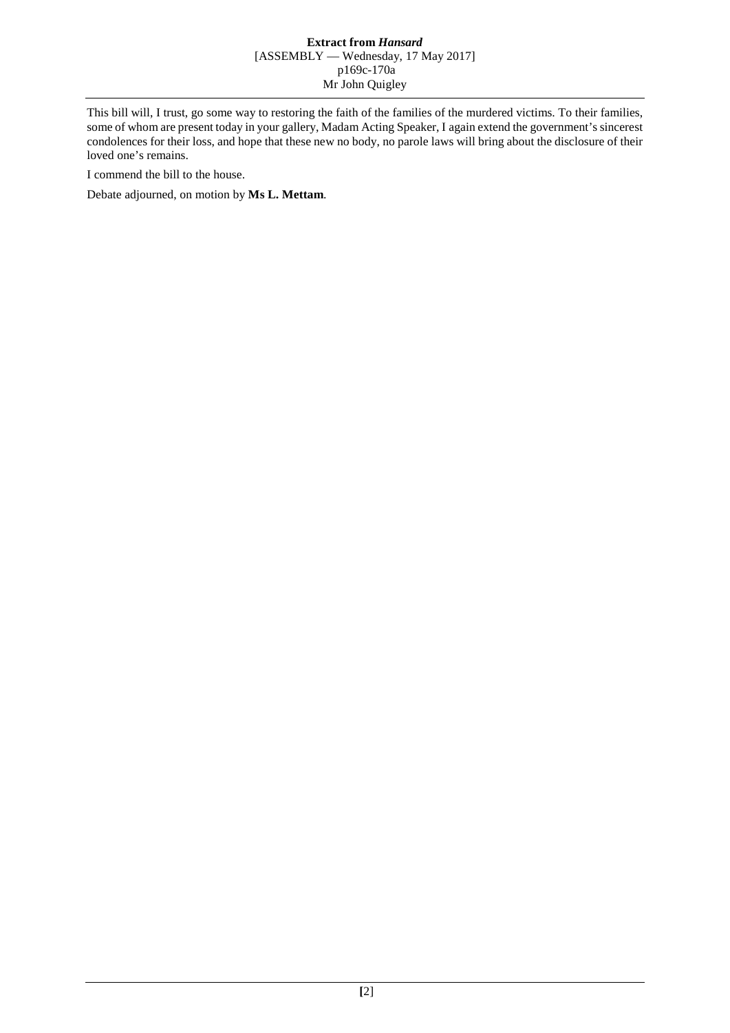This bill will, I trust, go some way to restoring the faith of the families of the murdered victims. To their families, some of whom are present today in your gallery, Madam Acting Speaker, I again extend the government's sincerest condolences for their loss, and hope that these new no body, no parole laws will bring about the disclosure of their loved one's remains.

I commend the bill to the house.

Debate adjourned, on motion by **Ms L. Mettam**.